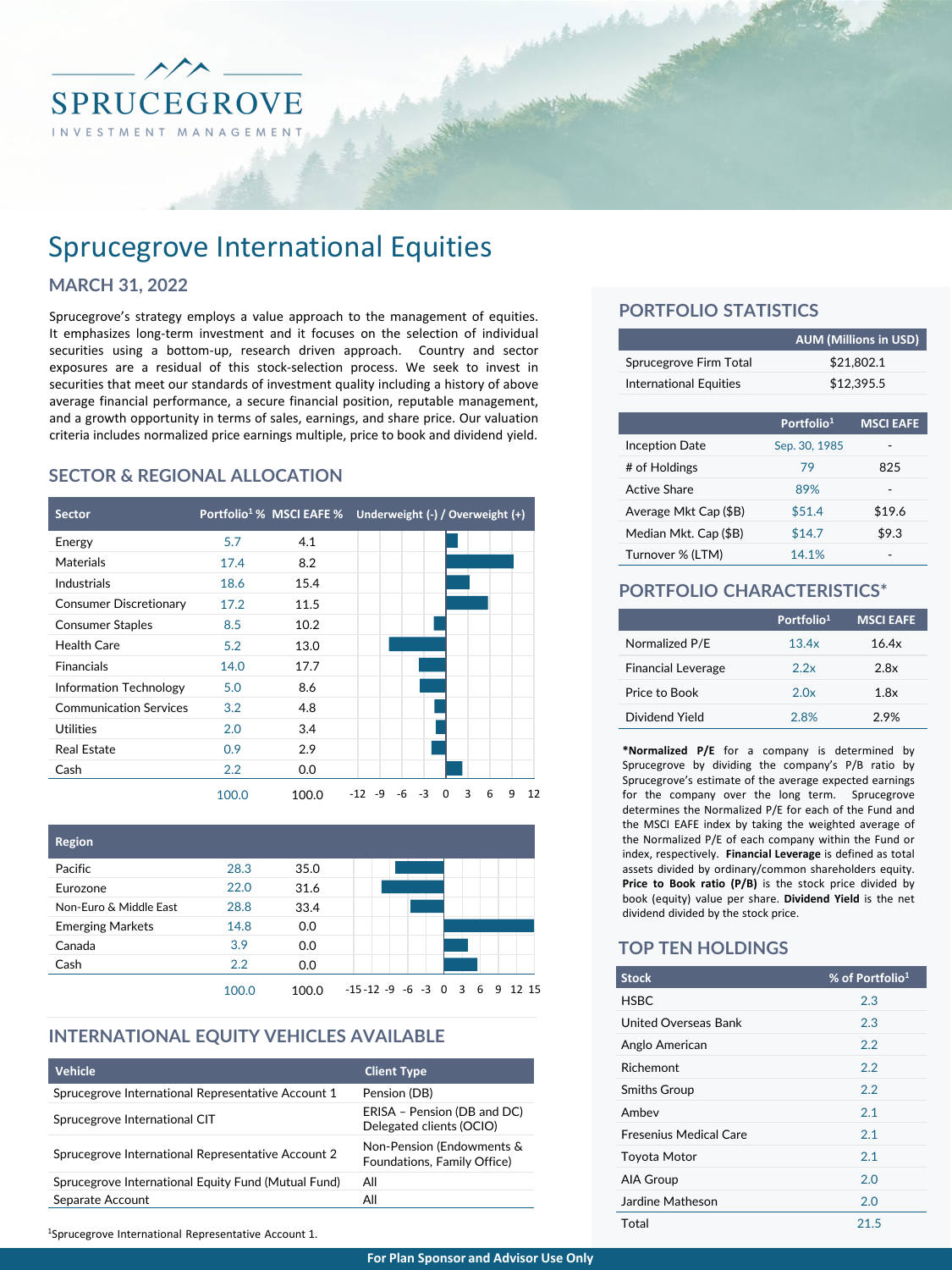# SPRUCEGROVE
INVESTMENT MANAGEMENT

# Sprucegrove International Equities

## MARCH 31, 2022

Sprucegrove's strategy employs a value approach to the management of equities. It emphasizes long-term investment and it focuses on the selection of individual securities using a bottom-up, research driven approach. Country and sector exposures are a residual of this stock-selection process. We seek to invest in securities that meet our standards of investment quality including a history of above average financial performance, a secure financial position, reputable management, and a growth opportunity in terms of sales, earnings, and share price. Our valuation criteria includes normalized price earnings multiple, price to book and dividend yield.

## SECTOR & REGIONAL ALLOCATION

| Sector | Portfolio[1] % | MSCI EAFE % |
|---|---|---|
| Energy | 5.7 | 4.1 |
| Materials | 17.4 | 8.2 |
| Industrials | 18.6 | 15.4 |
| Consumer Discretionary | 17.2 | 11.5 |
| Consumer Staples | 8.5 | 10.2 |
| Health Care | 5.2 | 13.0 |
| Financials | 14.0 | 17.7 |
| Information Technology | 5.0 | 8.6 |
| Communication Services | 3.2 | 4.8 |
| Utilities | 2.0 | 3.4 |
| Real Estate | 0.9 | 2.9 |
| Cash | 2.2 | 0.0 |
| | 100.0 | 100.0 |

| Region | Portfolio[1] % | MSCI EAFE % |
|---|---|---|
| Pacific | 28.3 | 35.0 |
| Eurozone | 22.0 | 31.6 |
| Non-Euro & Middle East | 28.8 | 33.4 |
| Emerging Markets | 14.8 | 0.0 |
| Canada | 3.9 | 0.0 |
| Cash | 2.2 | 0.0 |
| | 100.0 | 100.0 |

## INTERNATIONAL EQUITY VEHICLES AVAILABLE

| Vehicle | Client Type |
|---|---|
| Sprucegrove International Representative Account 1 | Pension (DB) |
| Sprucegrove International CIT | ERISA – Pension (DB and DC) Delegated clients (OCIO) |
| Sprucegrove International Representative Account 2 | Non-Pension (Endowments & Foundations, Family Office) |
| Sprucegrove International Equity Fund (Mutual Fund) | All |
| Separate Account | All |

[1]Sprucegrove International Representative Account 1.

## PORTFOLIO STATISTICS

| | AUM (Millions in USD) |
|---|---|
| Sprucegrove Firm Total | $21,802.1 |
| International Equities | $12,395.5 |

| | Portfolio[1] | MSCI EAFE |
|---|---|---|
| Inception Date | Sep. 30, 1985 | - |
| # of Holdings | 79 | 825 |
| Active Share | 89% | - |
| Average Mkt Cap ($B) | $51.4 | $19.6 |
| Median Mkt. Cap ($B) | $14.7 | $9.3 |
| Turnover % (LTM) | 14.1% | - |

## PORTFOLIO CHARACTERISTICS*

| | Portfolio[1] | MSCI EAFE |
|---|---|---|
| Normalized P/E | 13.4x | 16.4x |
| Financial Leverage | 2.2x | 2.8x |
| Price to Book | 2.0x | 1.8x |
| Dividend Yield | 2.8% | 2.9% |

***Normalized P/E** for a company is determined by Sprucegrove by dividing the company's P/B ratio by Sprucegrove's estimate of the average expected earnings for the company over the long term. Sprucegrove determines the Normalized P/E for each of the Fund and the MSCI EAFE index by taking the weighted average of the Normalized P/E of each company within the Fund or index, respectively. **Financial Leverage** is defined as total assets divided by ordinary/common shareholders equity. **Price to Book ratio (P/B)** is the stock price divided by book (equity) value per share. **Dividend Yield** is the net dividend divided by the stock price.

## TOP TEN HOLDINGS

| Stock | % of Portfolio[1] |
|---|---|
| HSBC | 2.3 |
| United Overseas Bank | 2.3 |
| Anglo American | 2.2 |
| Richemont | 2.2 |
| Smiths Group | 2.2 |
| Ambev | 2.1 |
| Fresenius Medical Care | 2.1 |
| Toyota Motor | 2.1 |
| AIA Group | 2.0 |
| Jardine Matheson | 2.0 |
| Total | 21.5 |

For Plan Sponsor and Advisor Use Only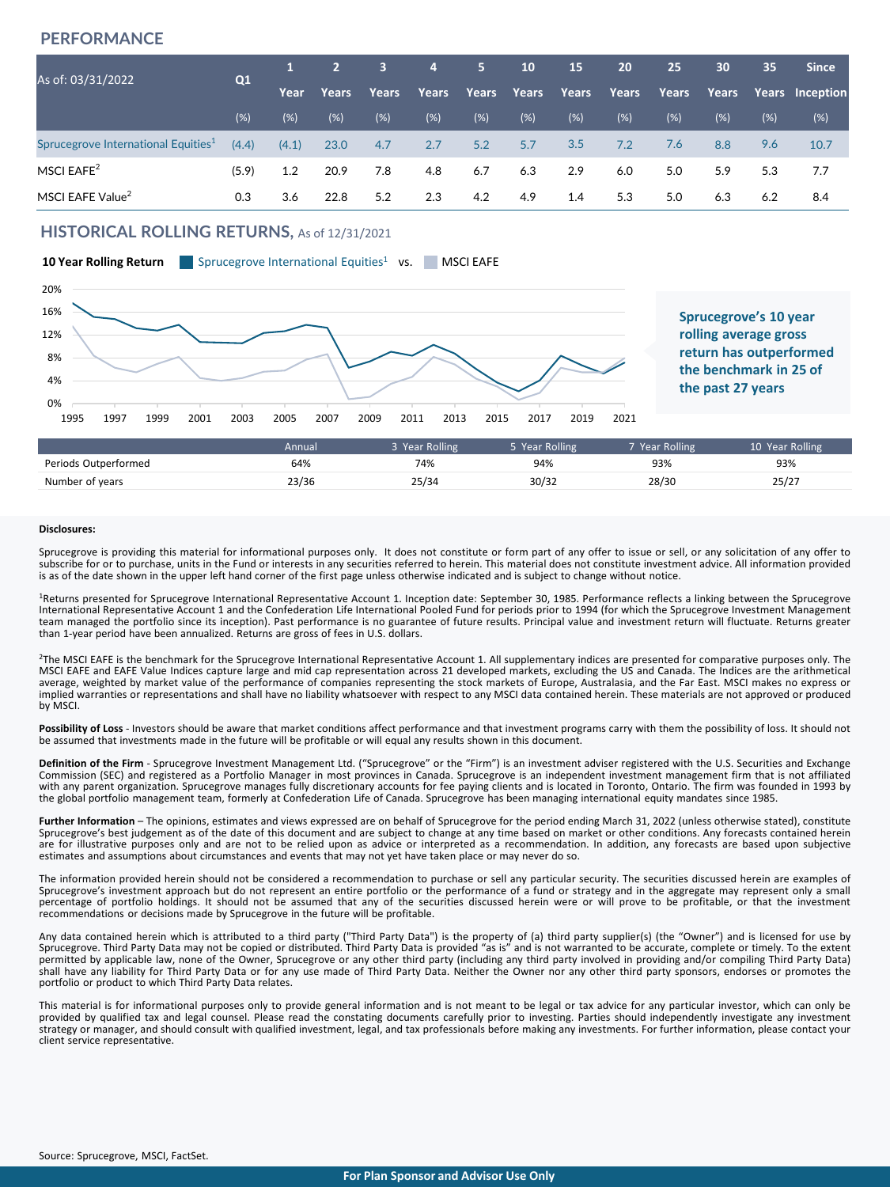## PERFORMANCE

| As of: 03/31/2022 | Q1 | 1 Year | 2 Years | 3 Years | 4 Years | 5 Years | 10 Years | 15 Years | 20 Years | 25 Years | 30 Years | 35 Years | Since Inception |
|---|---|---|---|---|---|---|---|---|---|---|---|---|---|
| | (%) | (%) | (%) | (%) | (%) | (%) | (%) | (%) | (%) | (%) | (%) | (%) | (%) |
| Sprucegrove International Equities[1] | (4.4) | (4.1) | 23.0 | 4.7 | 2.7 | 5.2 | 5.7 | 3.5 | 7.2 | 7.6 | 8.8 | 9.6 | 10.7 |
| MSCI EAFE[2] | (5.9) | 1.2 | 20.9 | 7.8 | 4.8 | 6.7 | 6.3 | 2.9 | 6.0 | 5.0 | 5.9 | 5.3 | 7.7 |
| MSCI EAFE Value[2] | 0.3 | 3.6 | 22.8 | 5.2 | 2.3 | 4.2 | 4.9 | 1.4 | 5.3 | 5.0 | 6.3 | 6.2 | 8.4 |

## HISTORICAL ROLLING RETURNS, As of 12/31/2021

**10 Year Rolling Return** Sprucegrove International Equities[1] vs. MSCI EAFE

20%
16%
12%
8%
4%
0%
1995 1997 1999 2001 2003 2005 2007 2009 2011 2013 2015 2017 2019 2021

**Sprucegrove's 10 year rolling average gross return has outperformed the benchmark in 25 of the past 27 years**

| | Annual | 3 Year Rolling | 5 Year Rolling | 7 Year Rolling | 10 Year Rolling |
|---|---|---|---|---|---|
| Periods Outperformed | 64% | 74% | 94% | 93% | 93% |
| Number of years | 23/36 | 25/34 | 30/32 | 28/30 | 25/27 |

**Disclosures:**

Sprucegrove is providing this material for informational purposes only. It does not constitute or form part of any offer to issue or sell, or any solicitation of any offer to subscribe for or to purchase, units in the Fund or interests in any securities referred to herein. This material does not constitute investment advice. All information provided is as of the date shown in the upper left hand corner of the first page unless otherwise indicated and is subject to change without notice.

[1]Returns presented for Sprucegrove International Representative Account 1. Inception date: September 30, 1985. Performance reflects a linking between the Sprucegrove International Representative Account 1 and the Confederation Life International Pooled Fund for periods prior to 1994 (for which the Sprucegrove Investment Management team managed the portfolio since its inception). Past performance is no guarantee of future results. Principal value and investment return will fluctuate. Returns greater than 1-year period have been annualized. Returns are gross of fees in U.S. dollars.

[2]The MSCI EAFE is the benchmark for the Sprucegrove International Representative Account 1. All supplementary indices are presented for comparative purposes only. The MSCI EAFE and EAFE Value Indices capture large and mid cap representation across 21 developed markets, excluding the US and Canada. The Indices are the arithmetical average, weighted by market value of the performance of companies representing the stock markets of Europe, Australasia, and the Far East. MSCI makes no express or implied warranties or representations and shall have no liability whatsoever with respect to any MSCI data contained herein. These materials are not approved or produced by MSCI.

**Possibility of Loss** - Investors should be aware that market conditions affect performance and that investment programs carry with them the possibility of loss. It should not be assumed that investments made in the future will be profitable or will equal any results shown in this document.

**Definition of the Firm** - Sprucegrove Investment Management Ltd. ("Sprucegrove" or the "Firm") is an investment adviser registered with the U.S. Securities and Exchange Commission (SEC) and registered as a Portfolio Manager in most provinces in Canada. Sprucegrove is an independent investment management firm that is not affiliated with any parent organization. Sprucegrove manages fully discretionary accounts for fee paying clients and is located in Toronto, Ontario. The firm was founded in 1993 by the global portfolio management team, formerly at Confederation Life of Canada. Sprucegrove has been managing international equity mandates since 1985.

**Further Information** – The opinions, estimates and views expressed are on behalf of Sprucegrove for the period ending March 31, 2022 (unless otherwise stated), constitute Sprucegrove's best judgement as of the date of this document and are subject to change at any time based on market or other conditions. Any forecasts contained herein are for illustrative purposes only and are not to be relied upon as advice or interpreted as a recommendation. In addition, any forecasts are based upon subjective estimates and assumptions about circumstances and events that may not yet have taken place or may never do so.

The information provided herein should not be considered a recommendation to purchase or sell any particular security. The securities discussed herein are examples of Sprucegrove's investment approach but do not represent an entire portfolio or the performance of a fund or strategy and in the aggregate may represent only a small percentage of portfolio holdings. It should not be assumed that any of the securities discussed herein were or will prove to be profitable, or that the investment recommendations or decisions made by Sprucegrove in the future will be profitable.

Any data contained herein which is attributed to a third party ("Third Party Data") is the property of (a) third party supplier(s) (the "Owner") and is licensed for use by Sprucegrove. Third Party Data may not be copied or distributed. Third Party Data is provided "as is" and is not warranted to be accurate, complete or timely. To the extent permitted by applicable law, none of the Owner, Sprucegrove or any other third party (including any third party involved in providing and/or compiling Third Party Data) shall have any liability for Third Party Data or for any use made of Third Party Data. Neither the Owner nor any other third party sponsors, endorses or promotes the portfolio or product to which Third Party Data relates.

This material is for informational purposes only to provide general information and is not meant to be legal or tax advice for any particular investor, which can only be provided by qualified tax and legal counsel. Please read the constating documents carefully prior to investing. Parties should independently investigate any investment strategy or manager, and should consult with qualified investment, legal, and tax professionals before making any investments. For further information, please contact your client service representative.

Source: Sprucegrove, MSCI, FactSet.

**For Plan Sponsor and Advisor Use Only**